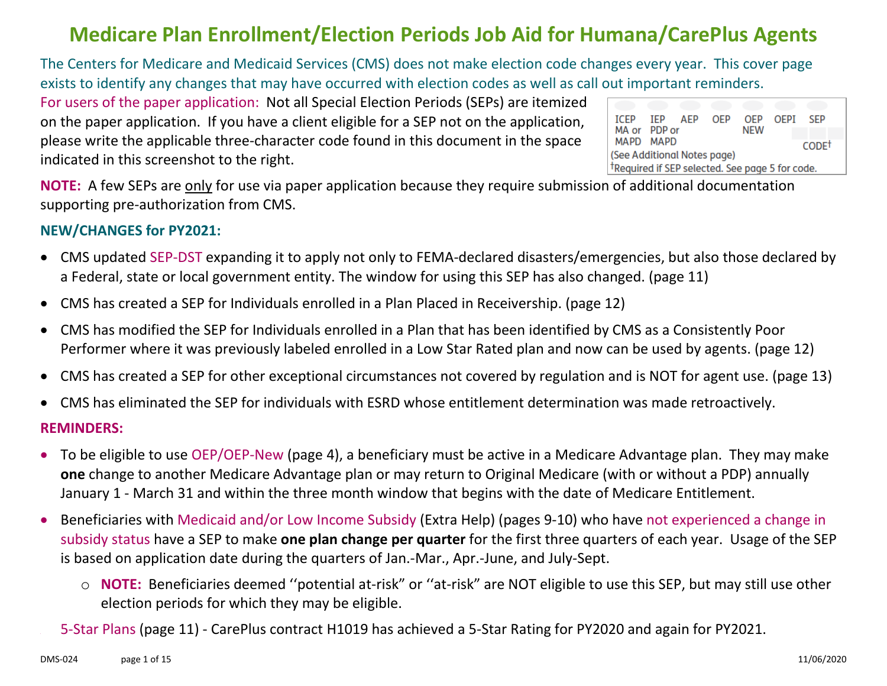# Medicare Plan Enrollment/Election Periods Job Aid for Humana/CarePlus Agents

The Centers for Medicare and Medicaid Services (CMS) does not make election code changes every year. This cover page exists to identify any changes that may have occurred with election codes as well as call out important reminders.

For users of the paper application: Not all Special Election Periods (SEPs) are itemized on the paper application. If you have a client eligible for a SEP not on the application, please write the applicable three-character code found in this document in the space indicated in this screenshot to the right.

| ICEP MA or MAPD | IEP PDP or MAPD | AEP | OEP | OEP NEW | OEPI | SEP CODE[†] |
|---|---|---|---|---|---|---|

(See Additional Notes page)
[†]Required if SEP selected. See page 5 for code.

**NOTE:** A few SEPs are only for use via paper application because they require submission of additional documentation supporting pre-authorization from CMS.

**NEW/CHANGES for PY2021:**

- CMS updated SEP-DST expanding it to apply not only to FEMA-declared disasters/emergencies, but also those declared by a Federal, state or local government entity. The window for using this SEP has also changed. (page 11)
- CMS has created a SEP for Individuals enrolled in a Plan Placed in Receivership. (page 12)
- CMS has modified the SEP for Individuals enrolled in a Plan that has been identified by CMS as a Consistently Poor Performer where it was previously labeled enrolled in a Low Star Rated plan and now can be used by agents. (page 12)
- CMS has created a SEP for other exceptional circumstances not covered by regulation and is NOT for agent use. (page 13)
- CMS has eliminated the SEP for individuals with ESRD whose entitlement determination was made retroactively.

**REMINDERS:**

- To be eligible to use OEP/OEP-New (page 4), a beneficiary must be active in a Medicare Advantage plan. They may make **one** change to another Medicare Advantage plan or may return to Original Medicare (with or without a PDP) annually January 1 - March 31 and within the three month window that begins with the date of Medicare Entitlement.
- Beneficiaries with Medicaid and/or Low Income Subsidy (Extra Help) (pages 9-10) who have not experienced a change in subsidy status have a SEP to make **one plan change per quarter** for the first three quarters of each year. Usage of the SEP is based on application date during the quarters of Jan.-Mar., Apr.-June, and July-Sept.
  - **NOTE:** Beneficiaries deemed ''potential at-risk" or ''at-risk" are NOT eligible to use this SEP, but may still use other election periods for which they may be eligible.
- 5-Star Plans (page 11) - CarePlus contract H1019 has achieved a 5-Star Rating for PY2020 and again for PY2021.

DMS-024 11/06/2020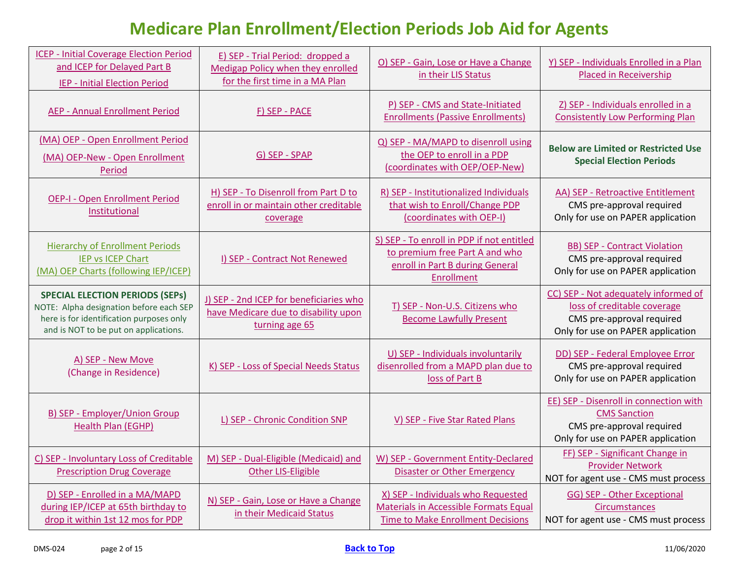# Medicare Plan Enrollment/Election Periods Job Aid for Agents

| | | | |
|---|---|---|---|
| ICEP - Initial Coverage Election Period and ICEP for Delayed Part B<br>IEP - Initial Election Period | E) SEP - Trial Period: dropped a Medigap Policy when they enrolled for the first time in a MA Plan | O) SEP - Gain, Lose or Have a Change in their LIS Status | Y) SEP - Individuals Enrolled in a Plan Placed in Receivership |
| AEP - Annual Enrollment Period | F) SEP - PACE | P) SEP - CMS and State-Initiated Enrollments (Passive Enrollments) | Z) SEP - Individuals enrolled in a Consistently Low Performing Plan |
| (MA) OEP - Open Enrollment Period<br>(MA) OEP-New - Open Enrollment Period | G) SEP - SPAP | Q) SEP - MA/MAPD to disenroll using the OEP to enroll in a PDP (coordinates with OEP/OEP-New) | **Below are Limited or Restricted Use Special Election Periods** |
| OEP-I - Open Enrollment Period Institutional | H) SEP - To Disenroll from Part D to enroll in or maintain other creditable coverage | R) SEP - Institutionalized Individuals that wish to Enroll/Change PDP (coordinates with OEP-I) | AA) SEP - Retroactive Entitlement<br>CMS pre-approval required<br>Only for use on PAPER application |
| Hierarchy of Enrollment Periods<br>IEP vs ICEP Chart<br>(MA) OEP Charts (following IEP/ICEP) | I) SEP - Contract Not Renewed | S) SEP - To enroll in PDP if not entitled to premium free Part A and who enroll in Part B during General Enrollment | BB) SEP - Contract Violation<br>CMS pre-approval required<br>Only for use on PAPER application |
| **SPECIAL ELECTION PERIODS (SEPs)**<br>NOTE: Alpha designation before each SEP here is for identification purposes only and is NOT to be put on applications. | J) SEP - 2nd ICEP for beneficiaries who have Medicare due to disability upon turning age 65 | T) SEP - Non-U.S. Citizens who Become Lawfully Present | CC) SEP - Not adequately informed of loss of creditable coverage<br>CMS pre-approval required<br>Only for use on PAPER application |
| A) SEP - New Move<br>(Change in Residence) | K) SEP - Loss of Special Needs Status | U) SEP - Individuals involuntarily disenrolled from a MAPD plan due to loss of Part B | DD) SEP - Federal Employee Error<br>CMS pre-approval required<br>Only for use on PAPER application |
| B) SEP - Employer/Union Group Health Plan (EGHP) | L) SEP - Chronic Condition SNP | V) SEP - Five Star Rated Plans | EE) SEP - Disenroll in connection with CMS Sanction<br>CMS pre-approval required<br>Only for use on PAPER application |
| C) SEP - Involuntary Loss of Creditable Prescription Drug Coverage | M) SEP - Dual-Eligible (Medicaid) and Other LIS-Eligible | W) SEP - Government Entity-Declared Disaster or Other Emergency | FF) SEP - Significant Change in Provider Network<br>NOT for agent use - CMS must process |
| D) SEP - Enrolled in a MA/MAPD during IEP/ICEP at 65th birthday to drop it within 1st 12 mos for PDP | N) SEP - Gain, Lose or Have a Change in their Medicaid Status | X) SEP - Individuals who Requested Materials in Accessible Formats Equal Time to Make Enrollment Decisions | GG) SEP - Other Exceptional Circumstances<br>NOT for agent use - CMS must process |

DMS-024 Back to Top 11/06/2020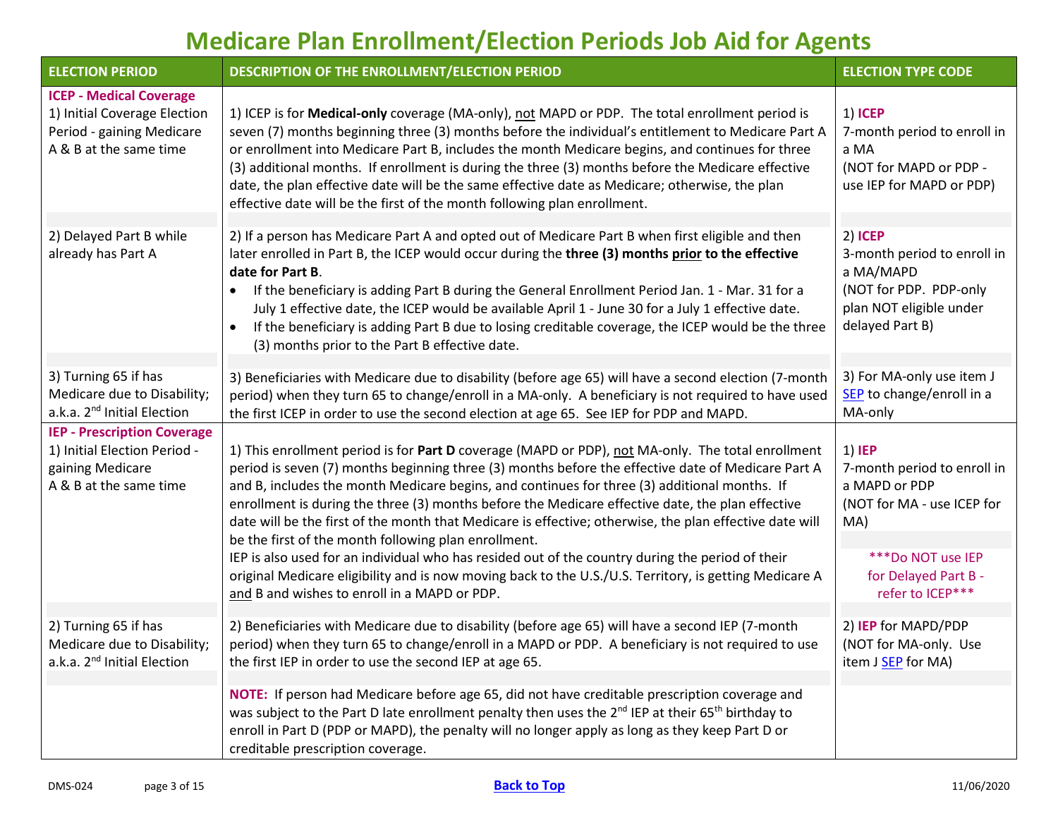# Medicare Plan Enrollment/Election Periods Job Aid for Agents

| ELECTION PERIOD | DESCRIPTION OF THE ENROLLMENT/ELECTION PERIOD | ELECTION TYPE CODE |
|---|---|---|
| **ICEP - Medical Coverage**<br>1) Initial Coverage Election Period - gaining Medicare A & B at the same time | 1) ICEP is for **Medical-only** coverage (MA-only), not MAPD or PDP. The total enrollment period is seven (7) months beginning three (3) months before the individual's entitlement to Medicare Part A or enrollment into Medicare Part B, includes the month Medicare begins, and continues for three (3) additional months. If enrollment is during the three (3) months before the Medicare effective date, the plan effective date will be the same effective date as Medicare; otherwise, the plan effective date will be the first of the month following plan enrollment. | 1) **ICEP**<br>7-month period to enroll in a MA<br>(NOT for MAPD or PDP - use IEP for MAPD or PDP) |
| 2) Delayed Part B while already has Part A | 2) If a person has Medicare Part A and opted out of Medicare Part B when first eligible and then later enrolled in Part B, the ICEP would occur during the **three (3) months prior to the effective date for Part B**.<br>• If the beneficiary is adding Part B during the General Enrollment Period Jan. 1 - Mar. 31 for a July 1 effective date, the ICEP would be available April 1 - June 30 for a July 1 effective date.<br>• If the beneficiary is adding Part B due to losing creditable coverage, the ICEP would be the three (3) months prior to the Part B effective date. | 2) **ICEP**<br>3-month period to enroll in a MA/MAPD<br>(NOT for PDP. PDP-only plan NOT eligible under delayed Part B) |
| 3) Turning 65 if has Medicare due to Disability; a.k.a. 2nd Initial Election | 3) Beneficiaries with Medicare due to disability (before age 65) will have a second election (7-month period) when they turn 65 to change/enroll in a MA-only. A beneficiary is not required to have used the first ICEP in order to use the second election at age 65. See IEP for PDP and MAPD. | 3) For MA-only use item J SEP to change/enroll in a MA-only |
| **IEP - Prescription Coverage**<br>1) Initial Election Period - gaining Medicare A & B at the same time | 1) This enrollment period is for **Part D** coverage (MAPD or PDP), not MA-only. The total enrollment period is seven (7) months beginning three (3) months before the effective date of Medicare Part A and B, includes the month Medicare begins, and continues for three (3) additional months. If enrollment is during the three (3) months before the Medicare effective date, the plan effective date will be the first of the month that Medicare is effective; otherwise, the plan effective date will be the first of the month following plan enrollment.<br>IEP is also used for an individual who has resided out of the country during the period of their original Medicare eligibility and is now moving back to the U.S./U.S. Territory, is getting Medicare A and B and wishes to enroll in a MAPD or PDP. | 1) **IEP**<br>7-month period to enroll in a MAPD or PDP<br>(NOT for MA - use ICEP for MA)<br><br>***Do NOT use IEP for Delayed Part B - refer to ICEP*** |
| 2) Turning 65 if has Medicare due to Disability; a.k.a. 2nd Initial Election | 2) Beneficiaries with Medicare due to disability (before age 65) will have a second IEP (7-month period) when they turn 65 to change/enroll in a MAPD or PDP. A beneficiary is not required to use the first IEP in order to use the second IEP at age 65. | 2) **IEP** for MAPD/PDP<br>(NOT for MA-only. Use item J SEP for MA) |
| | **NOTE:** If person had Medicare before age 65, did not have creditable prescription coverage and was subject to the Part D late enrollment penalty then uses the 2nd IEP at their 65th birthday to enroll in Part D (PDP or MAPD), the penalty will no longer apply as long as they keep Part D or creditable prescription coverage. | |

DMS-024 Back to Top 11/06/2020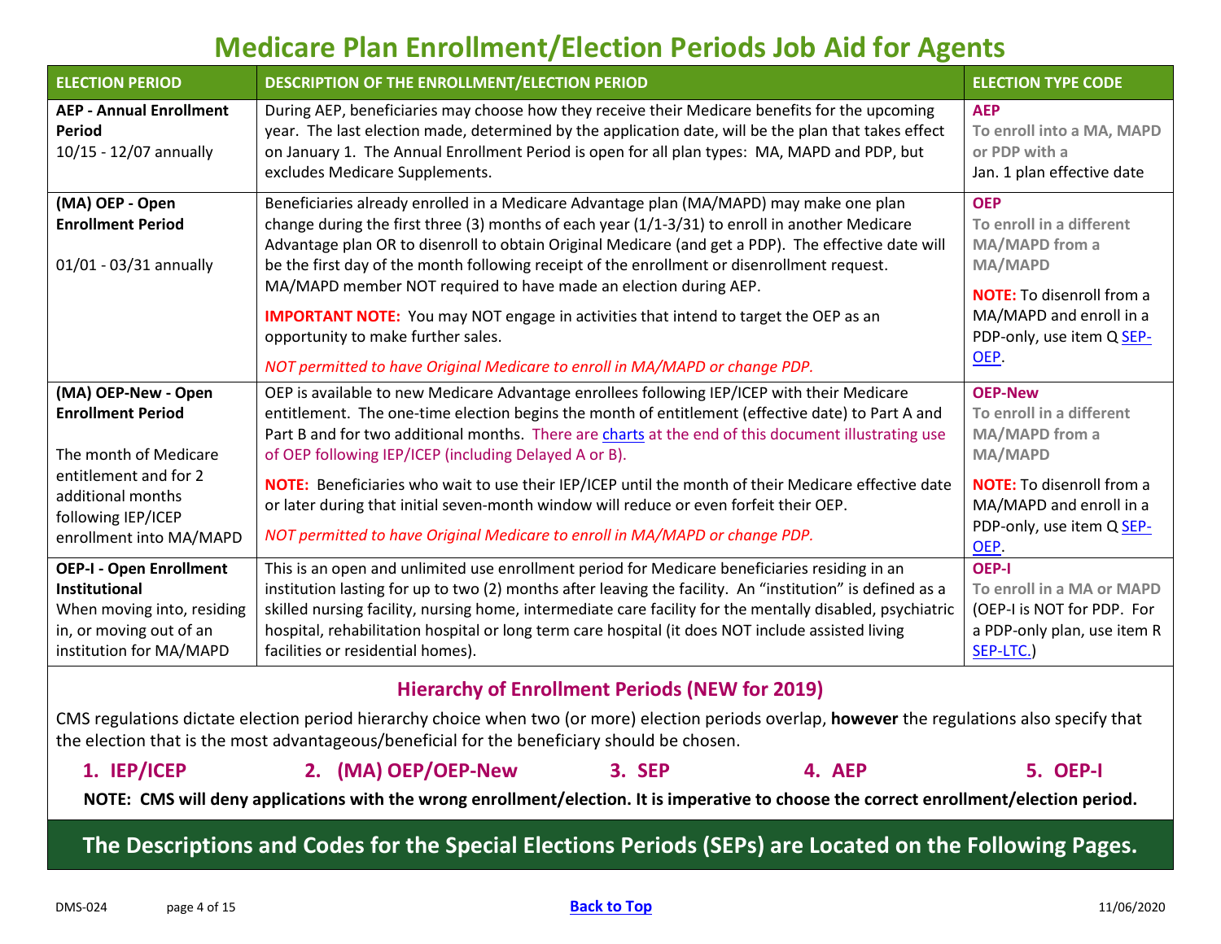# Medicare Plan Enrollment/Election Periods Job Aid for Agents

| ELECTION PERIOD | DESCRIPTION OF THE ENROLLMENT/ELECTION PERIOD | ELECTION TYPE CODE |
|---|---|---|
| **AEP - Annual Enrollment Period**<br>10/15 - 12/07 annually | During AEP, beneficiaries may choose how they receive their Medicare benefits for the upcoming year. The last election made, determined by the application date, will be the plan that takes effect on January 1. The Annual Enrollment Period is open for all plan types: MA, MAPD and PDP, but excludes Medicare Supplements. | **AEP**<br>**To enroll into a MA, MAPD or PDP with a**<br>Jan. 1 plan effective date |
| **(MA) OEP - Open Enrollment Period**<br><br>01/01 - 03/31 annually | Beneficiaries already enrolled in a Medicare Advantage plan (MA/MAPD) may make one plan change during the first three (3) months of each year (1/1-3/31) to enroll in another Medicare Advantage plan OR to disenroll to obtain Original Medicare (and get a PDP). The effective date will be the first day of the month following receipt of the enrollment or disenrollment request. MA/MAPD member NOT required to have made an election during AEP.<br><br>**IMPORTANT NOTE:** You may NOT engage in activities that intend to target the OEP as an opportunity to make further sales.<br><br>*NOT permitted to have Original Medicare to enroll in MA/MAPD or change PDP.* | **OEP**<br>**To enroll in a different MA/MAPD from a MA/MAPD**<br><br>**NOTE:** To disenroll from a MA/MAPD and enroll in a PDP-only, use item Q SEP-OEP. |
| **(MA) OEP-New - Open Enrollment Period**<br><br>The month of Medicare entitlement and for 2 additional months following IEP/ICEP enrollment into MA/MAPD | OEP is available to new Medicare Advantage enrollees following IEP/ICEP with their Medicare entitlement. The one-time election begins the month of entitlement (effective date) to Part A and Part B and for two additional months. There are charts at the end of this document illustrating use of OEP following IEP/ICEP (including Delayed A or B).<br><br>**NOTE:** Beneficiaries who wait to use their IEP/ICEP until the month of their Medicare effective date or later during that initial seven-month window will reduce or even forfeit their OEP.<br><br>*NOT permitted to have Original Medicare to enroll in MA/MAPD or change PDP.* | **OEP-New**<br>**To enroll in a different MA/MAPD from a MA/MAPD**<br><br>**NOTE:** To disenroll from a MA/MAPD and enroll in a PDP-only, use item Q SEP-OEP. |
| **OEP-I - Open Enrollment Institutional**<br>When moving into, residing in, or moving out of an institution for MA/MAPD | This is an open and unlimited use enrollment period for Medicare beneficiaries residing in an institution lasting for up to two (2) months after leaving the facility. An "institution" is defined as a skilled nursing facility, nursing home, intermediate care facility for the mentally disabled, psychiatric hospital, rehabilitation hospital or long term care hospital (it does NOT include assisted living facilities or residential homes). | **OEP-I**<br>**To enroll in a MA or MAPD**<br>(OEP-I is NOT for PDP. For a PDP-only plan, use item R SEP-LTC.) |

## Hierarchy of Enrollment Periods (NEW for 2019)

CMS regulations dictate election period hierarchy choice when two (or more) election periods overlap, **however** the regulations also specify that the election that is the most advantageous/beneficial for the beneficiary should be chosen.

1. **IEP/ICEP**
2. **(MA) OEP/OEP-New**
3. **SEP**
4. **AEP**
5. **OEP-I**

**NOTE: CMS will deny applications with the wrong enrollment/election. It is imperative to choose the correct enrollment/election period.**

## The Descriptions and Codes for the Special Elections Periods (SEPs) are Located on the Following Pages.

DMS-024 Back to Top 11/06/2020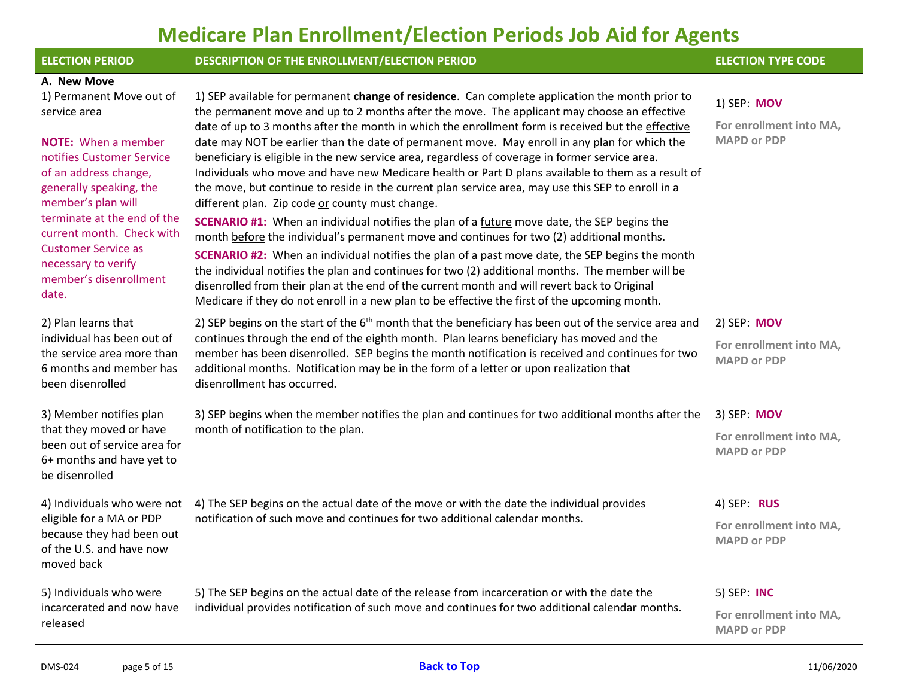# Medicare Plan Enrollment/Election Periods Job Aid for Agents

| ELECTION PERIOD | DESCRIPTION OF THE ENROLLMENT/ELECTION PERIOD | ELECTION TYPE CODE |
|---|---|---|
| **A. New Move**<br>1) Permanent Move out of service area<br><br>**NOTE:** When a member notifies Customer Service of an address change, generally speaking, the member's plan will terminate at the end of the current month. Check with Customer Service as necessary to verify member's disenrollment date. | 1) SEP available for permanent **change of residence**. Can complete application the month prior to the permanent move and up to 2 months after the move. The applicant may choose an effective date of up to 3 months after the month in which the enrollment form is received but the effective date may NOT be earlier than the date of permanent move. May enroll in any plan for which the beneficiary is eligible in the new service area, regardless of coverage in former service area. Individuals who move and have new Medicare health or Part D plans available to them as a result of the move, but continue to reside in the current plan service area, may use this SEP to enroll in a different plan. Zip code or county must change.<br>**SCENARIO #1:** When an individual notifies the plan of a future move date, the SEP begins the month before the individual's permanent move and continues for two (2) additional months.<br>**SCENARIO #2:** When an individual notifies the plan of a past move date, the SEP begins the month the individual notifies the plan and continues for two (2) additional months. The member will be disenrolled from their plan at the end of the current month and will revert back to Original Medicare if they do not enroll in a new plan to be effective the first of the upcoming month. | 1) SEP: **MOV**<br>**For enrollment into MA, MAPD or PDP** |
| 2) Plan learns that individual has been out of the service area more than 6 months and member has been disenrolled | 2) SEP begins on the start of the 6th month that the beneficiary has been out of the service area and continues through the end of the eighth month. Plan learns beneficiary has moved and the member has been disenrolled. SEP begins the month notification is received and continues for two additional months. Notification may be in the form of a letter or upon realization that disenrollment has occurred. | 2) SEP: **MOV**<br>**For enrollment into MA, MAPD or PDP** |
| 3) Member notifies plan that they moved or have been out of service area for 6+ months and have yet to be disenrolled | 3) SEP begins when the member notifies the plan and continues for two additional months after the month of notification to the plan. | 3) SEP: **MOV**<br>**For enrollment into MA, MAPD or PDP** |
| 4) Individuals who were not eligible for a MA or PDP because they had been out of the U.S. and have now moved back | 4) The SEP begins on the actual date of the move or with the date the individual provides notification of such move and continues for two additional calendar months. | 4) SEP: **RUS**<br>**For enrollment into MA, MAPD or PDP** |
| 5) Individuals who were incarcerated and now have released | 5) The SEP begins on the actual date of the release from incarceration or with the date the individual provides notification of such move and continues for two additional calendar months. | 5) SEP: **INC**<br>**For enrollment into MA, MAPD or PDP** |

DMS-024 [Back to Top] 11/06/2020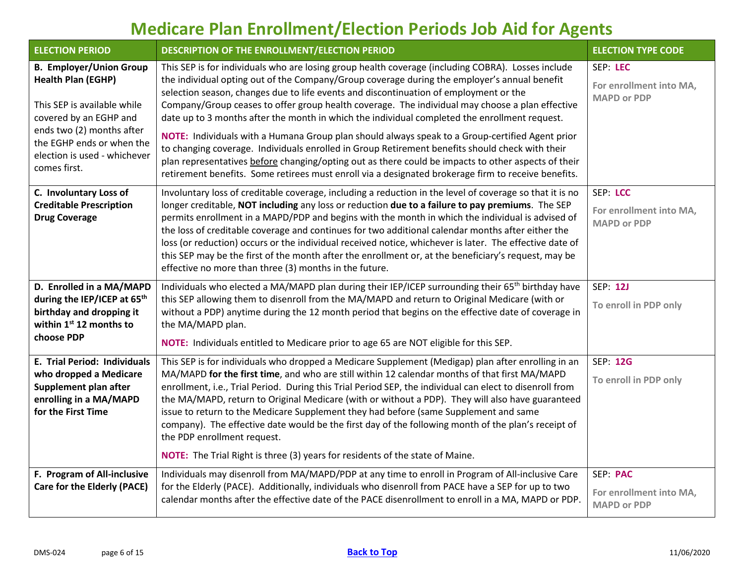# Medicare Plan Enrollment/Election Periods Job Aid for Agents

| ELECTION PERIOD | DESCRIPTION OF THE ENROLLMENT/ELECTION PERIOD | ELECTION TYPE CODE |
|---|---|---|
| **B. Employer/Union Group Health Plan (EGHP)**<br><br>This SEP is available while covered by an EGHP and ends two (2) months after the EGHP ends or when the election is used - whichever comes first. | This SEP is for individuals who are losing group health coverage (including COBRA). Losses include the individual opting out of the Company/Group coverage during the employer's annual benefit selection season, changes due to life events and discontinuation of employment or the Company/Group ceases to offer group health coverage. The individual may choose a plan effective date up to 3 months after the month in which the individual completed the enrollment request.<br><br>**NOTE:** Individuals with a Humana Group plan should always speak to a Group-certified Agent prior to changing coverage. Individuals enrolled in Group Retirement benefits should check with their plan representatives before changing/opting out as there could be impacts to other aspects of their retirement benefits. Some retirees must enroll via a designated brokerage firm to receive benefits. | SEP: **LEC**<br><br>**For enrollment into MA, MAPD or PDP** |
| **C. Involuntary Loss of Creditable Prescription Drug Coverage** | Involuntary loss of creditable coverage, including a reduction in the level of coverage so that it is no longer creditable, **NOT including** any loss or reduction **due to a failure to pay premiums**. The SEP permits enrollment in a MAPD/PDP and begins with the month in which the individual is advised of the loss of creditable coverage and continues for two additional calendar months after either the loss (or reduction) occurs or the individual received notice, whichever is later. The effective date of this SEP may be the first of the month after the enrollment or, at the beneficiary's request, may be effective no more than three (3) months in the future. | SEP: **LCC**<br><br>**For enrollment into MA, MAPD or PDP** |
| **D. Enrolled in a MA/MAPD during the IEP/ICEP at 65th birthday and dropping it within 1st 12 months to choose PDP** | Individuals who elected a MA/MAPD plan during their IEP/ICEP surrounding their 65th birthday have this SEP allowing them to disenroll from the MA/MAPD and return to Original Medicare (with or without a PDP) anytime during the 12 month period that begins on the effective date of coverage in the MA/MAPD plan.<br><br>**NOTE:** Individuals entitled to Medicare prior to age 65 are NOT eligible for this SEP. | SEP: **12J**<br><br>**To enroll in PDP only** |
| **E. Trial Period: Individuals who dropped a Medicare Supplement plan after enrolling in a MA/MAPD for the First Time** | This SEP is for individuals who dropped a Medicare Supplement (Medigap) plan after enrolling in an MA/MAPD **for the first time**, and who are still within 12 calendar months of that first MA/MAPD enrollment, i.e., Trial Period. During this Trial Period SEP, the individual can elect to disenroll from the MA/MAPD, return to Original Medicare (with or without a PDP). They will also have guaranteed issue to return to the Medicare Supplement they had before (same Supplement and same company). The effective date would be the first day of the following month of the plan's receipt of the PDP enrollment request.<br><br>**NOTE:** The Trial Right is three (3) years for residents of the state of Maine. | SEP: **12G**<br><br>**To enroll in PDP only** |
| **F. Program of All-inclusive Care for the Elderly (PACE)** | Individuals may disenroll from MA/MAPD/PDP at any time to enroll in Program of All-inclusive Care for the Elderly (PACE). Additionally, individuals who disenroll from PACE have a SEP for up to two calendar months after the effective date of the PACE disenrollment to enroll in a MA, MAPD or PDP. | SEP: **PAC**<br><br>**For enrollment into MA, MAPD or PDP** |

DMS-024 | Back to Top | 11/06/2020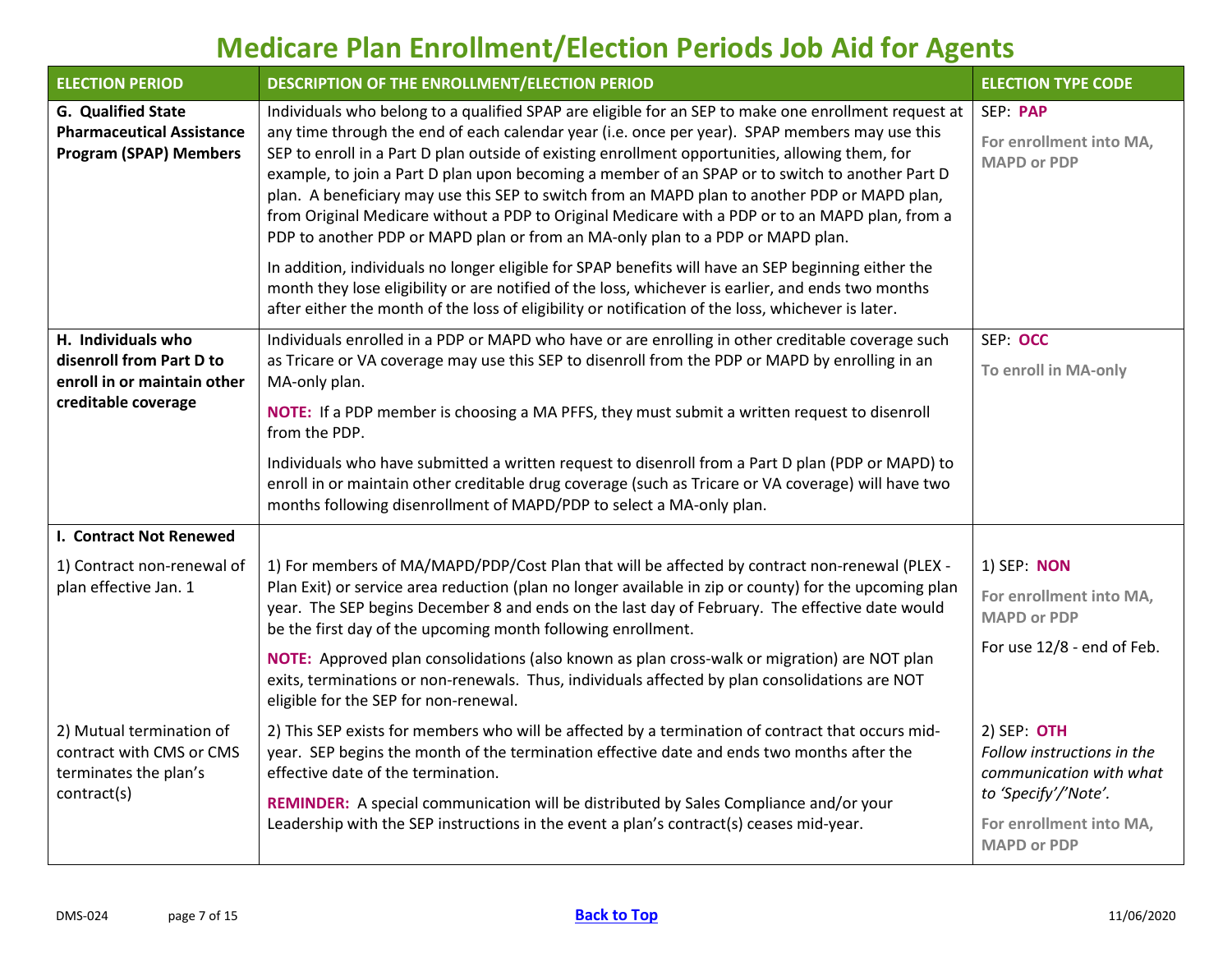# Medicare Plan Enrollment/Election Periods Job Aid for Agents

| ELECTION PERIOD | DESCRIPTION OF THE ENROLLMENT/ELECTION PERIOD | ELECTION TYPE CODE |
|---|---|---|
| **G. Qualified State Pharmaceutical Assistance Program (SPAP) Members** | Individuals who belong to a qualified SPAP are eligible for an SEP to make one enrollment request at any time through the end of each calendar year (i.e. once per year). SPAP members may use this SEP to enroll in a Part D plan outside of existing enrollment opportunities, allowing them, for example, to join a Part D plan upon becoming a member of an SPAP or to switch to another Part D plan. A beneficiary may use this SEP to switch from an MAPD plan to another PDP or MAPD plan, from Original Medicare without a PDP to Original Medicare with a PDP or to an MAPD plan, from a PDP to another PDP or MAPD plan or from an MA-only plan to a PDP or MAPD plan.<br><br>In addition, individuals no longer eligible for SPAP benefits will have an SEP beginning either the month they lose eligibility or are notified of the loss, whichever is earlier, and ends two months after either the month of the loss of eligibility or notification of the loss, whichever is later. | SEP: **PAP**<br><br>**For enrollment into MA, MAPD or PDP** |
| **H. Individuals who disenroll from Part D to enroll in or maintain other creditable coverage** | Individuals enrolled in a PDP or MAPD who have or are enrolling in other creditable coverage such as Tricare or VA coverage may use this SEP to disenroll from the PDP or MAPD by enrolling in an MA-only plan.<br><br>**NOTE:** If a PDP member is choosing a MA PFFS, they must submit a written request to disenroll from the PDP.<br><br>Individuals who have submitted a written request to disenroll from a Part D plan (PDP or MAPD) to enroll in or maintain other creditable drug coverage (such as Tricare or VA coverage) will have two months following disenrollment of MAPD/PDP to select a MA-only plan. | SEP: **OCC**<br><br>**To enroll in MA-only** |
| **I. Contract Not Renewed** | | |
| 1) Contract non-renewal of plan effective Jan. 1 | 1) For members of MA/MAPD/PDP/Cost Plan that will be affected by contract non-renewal (PLEX - Plan Exit) or service area reduction (plan no longer available in zip or county) for the upcoming plan year. The SEP begins December 8 and ends on the last day of February. The effective date would be the first day of the upcoming month following enrollment.<br><br>**NOTE:** Approved plan consolidations (also known as plan cross-walk or migration) are NOT plan exits, terminations or non-renewals. Thus, individuals affected by plan consolidations are NOT eligible for the SEP for non-renewal. | 1) SEP: **NON**<br><br>**For enrollment into MA, MAPD or PDP**<br><br>For use 12/8 - end of Feb. |
| 2) Mutual termination of contract with CMS or CMS terminates the plan's contract(s) | 2) This SEP exists for members who will be affected by a termination of contract that occurs mid-year. SEP begins the month of the termination effective date and ends two months after the effective date of the termination.<br><br>**REMINDER:** A special communication will be distributed by Sales Compliance and/or your Leadership with the SEP instructions in the event a plan's contract(s) ceases mid-year. | 2) SEP: **OTH**<br>*Follow instructions in the communication with what to 'Specify'/'Note'.*<br><br>**For enrollment into MA, MAPD or PDP** |

DMS-024 Back to Top 11/06/2020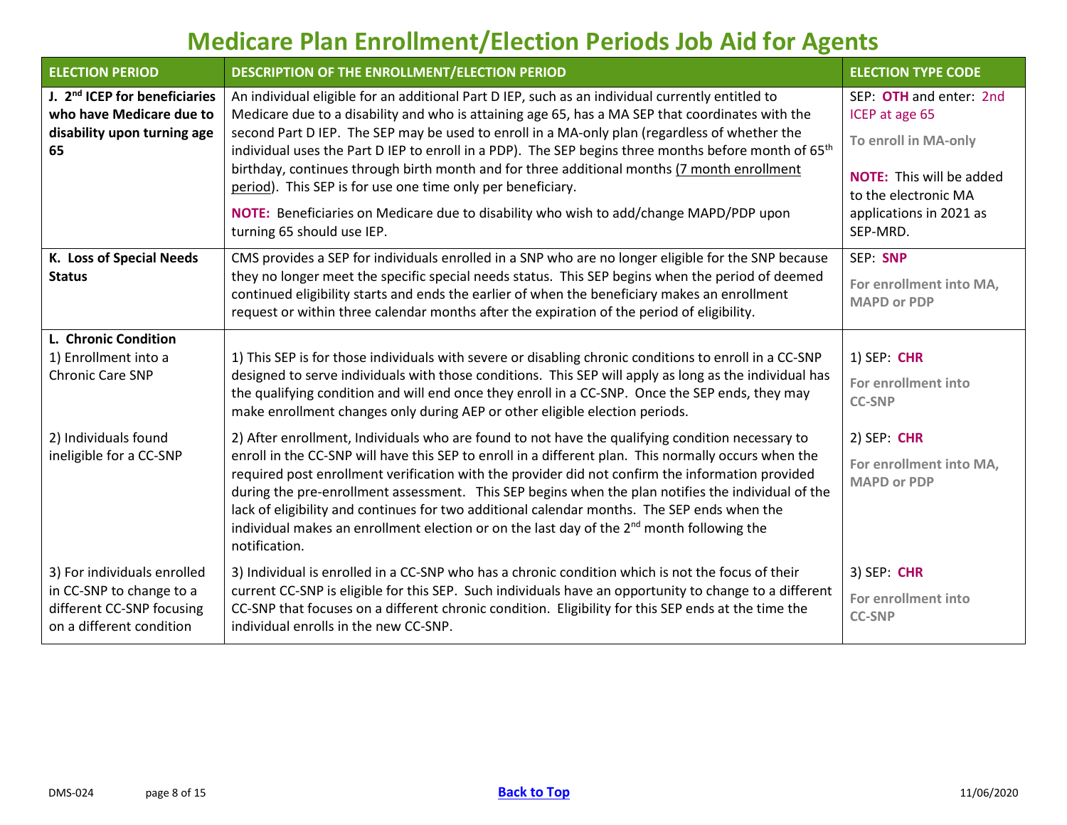# Medicare Plan Enrollment/Election Periods Job Aid for Agents

| ELECTION PERIOD | DESCRIPTION OF THE ENROLLMENT/ELECTION PERIOD | ELECTION TYPE CODE |
|---|---|---|
| **J. 2nd ICEP for beneficiaries who have Medicare due to disability upon turning age 65** | An individual eligible for an additional Part D IEP, such as an individual currently entitled to Medicare due to a disability and who is attaining age 65, has a MA SEP that coordinates with the second Part D IEP. The SEP may be used to enroll in a MA-only plan (regardless of whether the individual uses the Part D IEP to enroll in a PDP). The SEP begins three months before month of 65th birthday, continues through birth month and for three additional months (7 month enrollment period). This SEP is for use one time only per beneficiary.<br><br>**NOTE:** Beneficiaries on Medicare due to disability who wish to add/change MAPD/PDP upon turning 65 should use IEP. | SEP: **OTH** and enter: 2nd ICEP at age 65<br><br>**To enroll in MA-only**<br><br>**NOTE:** This will be added to the electronic MA applications in 2021 as SEP-MRD. |
| **K. Loss of Special Needs Status** | CMS provides a SEP for individuals enrolled in a SNP who are no longer eligible for the SNP because they no longer meet the specific special needs status. This SEP begins when the period of deemed continued eligibility starts and ends the earlier of when the beneficiary makes an enrollment request or within three calendar months after the expiration of the period of eligibility. | SEP: **SNP**<br><br>**For enrollment into MA, MAPD or PDP** |
| **L. Chronic Condition**<br>1) Enrollment into a Chronic Care SNP | 1) This SEP is for those individuals with severe or disabling chronic conditions to enroll in a CC-SNP designed to serve individuals with those conditions. This SEP will apply as long as the individual has the qualifying condition and will end once they enroll in a CC-SNP. Once the SEP ends, they may make enrollment changes only during AEP or other eligible election periods. | 1) SEP: **CHR**<br><br>**For enrollment into CC-SNP** |
| 2) Individuals found ineligible for a CC-SNP | 2) After enrollment, Individuals who are found to not have the qualifying condition necessary to enroll in the CC-SNP will have this SEP to enroll in a different plan. This normally occurs when the required post enrollment verification with the provider did not confirm the information provided during the pre-enrollment assessment. This SEP begins when the plan notifies the individual of the lack of eligibility and continues for two additional calendar months. The SEP ends when the individual makes an enrollment election or on the last day of the 2nd month following the notification. | 2) SEP: **CHR**<br><br>**For enrollment into MA, MAPD or PDP** |
| 3) For individuals enrolled in CC-SNP to change to a different CC-SNP focusing on a different condition | 3) Individual is enrolled in a CC-SNP who has a chronic condition which is not the focus of their current CC-SNP is eligible for this SEP. Such individuals have an opportunity to change to a different CC-SNP that focuses on a different chronic condition. Eligibility for this SEP ends at the time the individual enrolls in the new CC-SNP. | 3) SEP: **CHR**<br><br>**For enrollment into CC-SNP** |

DMS-024 **Back to Top** 11/06/2020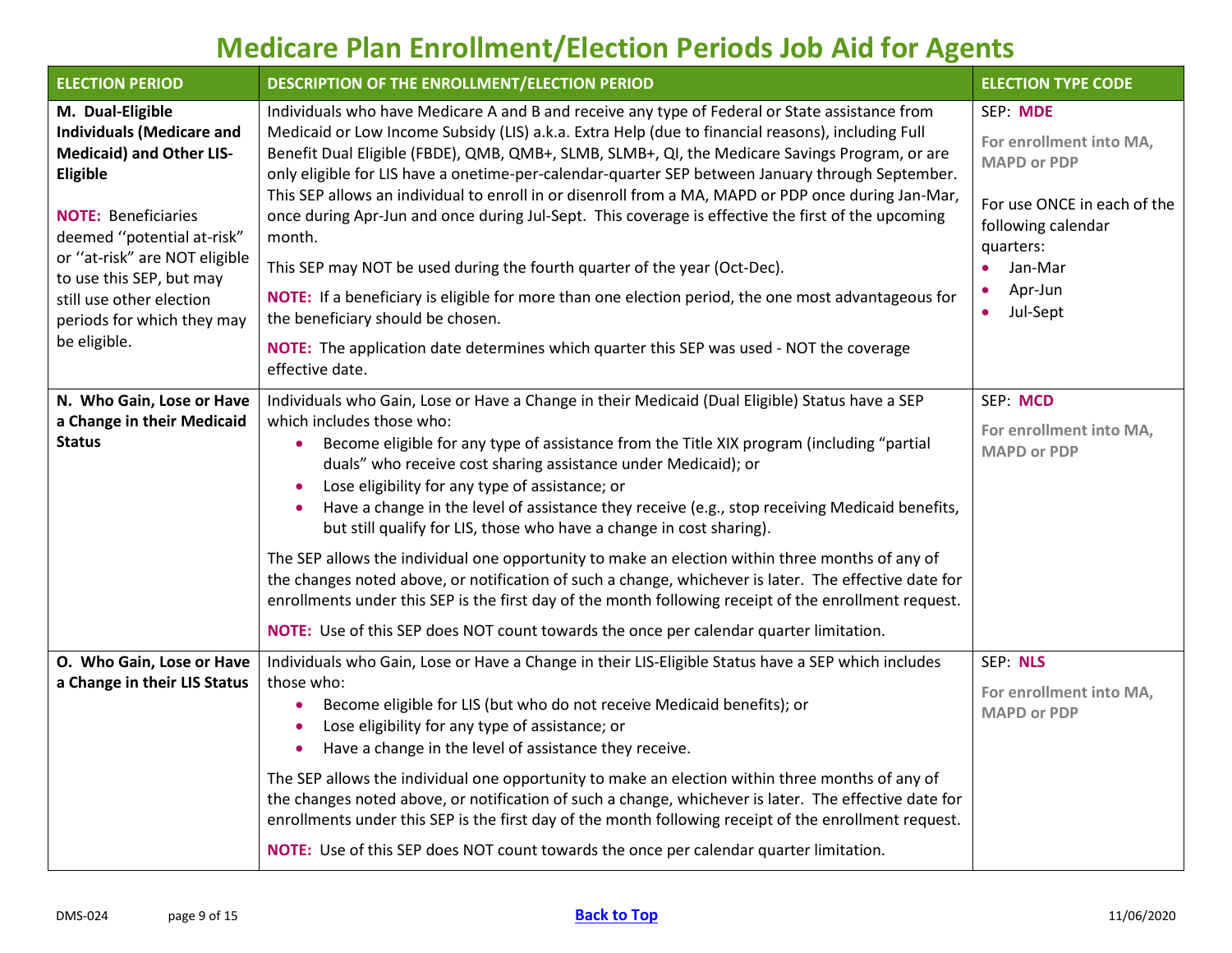# Medicare Plan Enrollment/Election Periods Job Aid for Agents

| ELECTION PERIOD | DESCRIPTION OF THE ENROLLMENT/ELECTION PERIOD | ELECTION TYPE CODE |
|---|---|---|
| **M. Dual-Eligible Individuals (Medicare and Medicaid) and Other LIS-Eligible**<br><br>**NOTE:** Beneficiaries deemed ''potential at-risk" or ''at-risk" are NOT eligible to use this SEP, but may still use other election periods for which they may be eligible. | Individuals who have Medicare A and B and receive any type of Federal or State assistance from Medicaid or Low Income Subsidy (LIS) a.k.a. Extra Help (due to financial reasons), including Full Benefit Dual Eligible (FBDE), QMB, QMB+, SLMB, SLMB+, QI, the Medicare Savings Program, or are only eligible for LIS have a onetime-per-calendar-quarter SEP between January through September. This SEP allows an individual to enroll in or disenroll from a MA, MAPD or PDP once during Jan-Mar, once during Apr-Jun and once during Jul-Sept. This coverage is effective the first of the upcoming month.<br><br>This SEP may NOT be used during the fourth quarter of the year (Oct-Dec).<br><br>**NOTE:** If a beneficiary is eligible for more than one election period, the one most advantageous for the beneficiary should be chosen.<br><br>**NOTE:** The application date determines which quarter this SEP was used - NOT the coverage effective date. | SEP: **MDE**<br><br>**For enrollment into MA, MAPD or PDP**<br><br>For use ONCE in each of the following calendar quarters:<br>• Jan-Mar<br>• Apr-Jun<br>• Jul-Sept |
| **N. Who Gain, Lose or Have a Change in their Medicaid Status** | Individuals who Gain, Lose or Have a Change in their Medicaid (Dual Eligible) Status have a SEP which includes those who:<br>• Become eligible for any type of assistance from the Title XIX program (including "partial duals" who receive cost sharing assistance under Medicaid); or<br>• Lose eligibility for any type of assistance; or<br>• Have a change in the level of assistance they receive (e.g., stop receiving Medicaid benefits, but still qualify for LIS, those who have a change in cost sharing).<br><br>The SEP allows the individual one opportunity to make an election within three months of any of the changes noted above, or notification of such a change, whichever is later. The effective date for enrollments under this SEP is the first day of the month following receipt of the enrollment request.<br><br>**NOTE:** Use of this SEP does NOT count towards the once per calendar quarter limitation. | SEP: **MCD**<br><br>**For enrollment into MA, MAPD or PDP** |
| **O. Who Gain, Lose or Have a Change in their LIS Status** | Individuals who Gain, Lose or Have a Change in their LIS-Eligible Status have a SEP which includes those who:<br>• Become eligible for LIS (but who do not receive Medicaid benefits); or<br>• Lose eligibility for any type of assistance; or<br>• Have a change in the level of assistance they receive.<br><br>The SEP allows the individual one opportunity to make an election within three months of any of the changes noted above, or notification of such a change, whichever is later. The effective date for enrollments under this SEP is the first day of the month following receipt of the enrollment request.<br><br>**NOTE:** Use of this SEP does NOT count towards the once per calendar quarter limitation. | SEP: **NLS**<br><br>**For enrollment into MA, MAPD or PDP** |

DMS-024 &nbsp;&nbsp;&nbsp; [Back to Top] &nbsp;&nbsp;&nbsp; 11/06/2020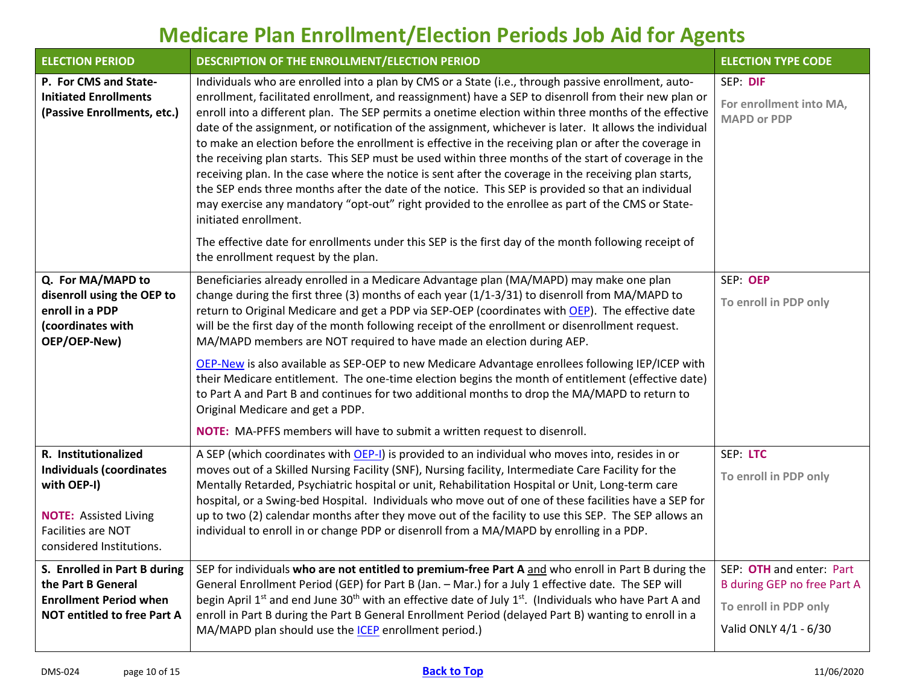# Medicare Plan Enrollment/Election Periods Job Aid for Agents

| ELECTION PERIOD | DESCRIPTION OF THE ENROLLMENT/ELECTION PERIOD | ELECTION TYPE CODE |
|---|---|---|
| **P. For CMS and State-Initiated Enrollments (Passive Enrollments, etc.)** | Individuals who are enrolled into a plan by CMS or a State (i.e., through passive enrollment, auto-enrollment, facilitated enrollment, and reassignment) have a SEP to disenroll from their new plan or enroll into a different plan. The SEP permits a onetime election within three months of the effective date of the assignment, or notification of the assignment, whichever is later. It allows the individual to make an election before the enrollment is effective in the receiving plan or after the coverage in the receiving plan starts. This SEP must be used within three months of the start of coverage in the receiving plan. In the case where the notice is sent after the coverage in the receiving plan starts, the SEP ends three months after the date of the notice. This SEP is provided so that an individual may exercise any mandatory "opt-out" right provided to the enrollee as part of the CMS or State-initiated enrollment.<br><br>The effective date for enrollments under this SEP is the first day of the month following receipt of the enrollment request by the plan. | SEP: **DIF**<br><br>**For enrollment into MA, MAPD or PDP** |
| **Q. For MA/MAPD to disenroll using the OEP to enroll in a PDP (coordinates with OEP/OEP-New)** | Beneficiaries already enrolled in a Medicare Advantage plan (MA/MAPD) may make one plan change during the first three (3) months of each year (1/1-3/31) to disenroll from MA/MAPD to return to Original Medicare and get a PDP via SEP-OEP (coordinates with OEP). The effective date will be the first day of the month following receipt of the enrollment or disenrollment request. MA/MAPD members are NOT required to have made an election during AEP.<br><br>OEP-New is also available as SEP-OEP to new Medicare Advantage enrollees following IEP/ICEP with their Medicare entitlement. The one-time election begins the month of entitlement (effective date) to Part A and Part B and continues for two additional months to drop the MA/MAPD to return to Original Medicare and get a PDP.<br><br>**NOTE:** MA-PFFS members will have to submit a written request to disenroll. | SEP: **OEP**<br><br>**To enroll in PDP only** |
| **R. Institutionalized Individuals (coordinates with OEP-I)**<br><br>**NOTE:** Assisted Living Facilities are NOT considered Institutions. | A SEP (which coordinates with OEP-I) is provided to an individual who moves into, resides in or moves out of a Skilled Nursing Facility (SNF), Nursing facility, Intermediate Care Facility for the Mentally Retarded, Psychiatric hospital or unit, Rehabilitation Hospital or Unit, Long-term care hospital, or a Swing-bed Hospital. Individuals who move out of one of these facilities have a SEP for up to two (2) calendar months after they move out of the facility to use this SEP. The SEP allows an individual to enroll in or change PDP or disenroll from a MA/MAPD by enrolling in a PDP. | SEP: **LTC**<br><br>**To enroll in PDP only** |
| **S. Enrolled in Part B during the Part B General Enrollment Period when NOT entitled to free Part A** | SEP for individuals **who are not entitled to premium-free Part A** and who enroll in Part B during the General Enrollment Period (GEP) for Part B (Jan. – Mar.) for a July 1 effective date. The SEP will begin April 1st and end June 30th with an effective date of July 1st. (Individuals who have Part A and enroll in Part B during the Part B General Enrollment Period (delayed Part B) wanting to enroll in a MA/MAPD plan should use the ICEP enrollment period.) | SEP: **OTH** and enter: Part B during GEP no free Part A<br><br>**To enroll in PDP only**<br><br>Valid ONLY 4/1 - 6/30 |

DMS-024 Back to Top 11/06/2020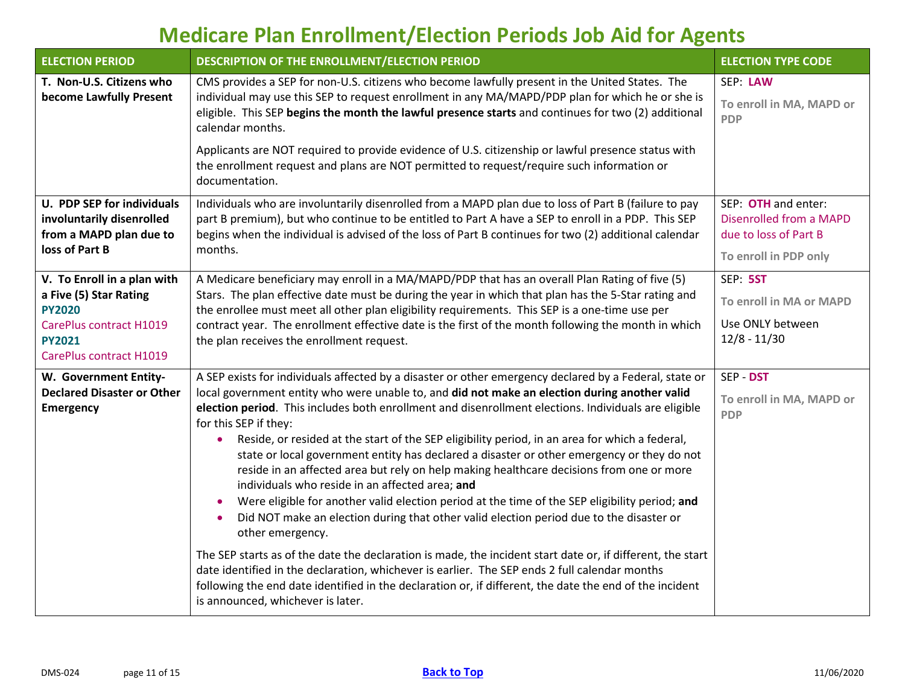# Medicare Plan Enrollment/Election Periods Job Aid for Agents

| ELECTION PERIOD | DESCRIPTION OF THE ENROLLMENT/ELECTION PERIOD | ELECTION TYPE CODE |
|---|---|---|
| **T. Non-U.S. Citizens who become Lawfully Present** | CMS provides a SEP for non-U.S. citizens who become lawfully present in the United States. The individual may use this SEP to request enrollment in any MA/MAPD/PDP plan for which he or she is eligible. This SEP **begins the month the lawful presence starts** and continues for two (2) additional calendar months.<br><br>Applicants are NOT required to provide evidence of U.S. citizenship or lawful presence status with the enrollment request and plans are NOT permitted to request/require such information or documentation. | SEP: **LAW**<br><br>**To enroll in MA, MAPD or PDP** |
| **U. PDP SEP for individuals involuntarily disenrolled from a MAPD plan due to loss of Part B** | Individuals who are involuntarily disenrolled from a MAPD plan due to loss of Part B (failure to pay part B premium), but who continue to be entitled to Part A have a SEP to enroll in a PDP. This SEP begins when the individual is advised of the loss of Part B continues for two (2) additional calendar months. | SEP: **OTH** and enter: Disenrolled from a MAPD due to loss of Part B<br><br>**To enroll in PDP only** |
| **V. To Enroll in a plan with a Five (5) Star Rating**<br>**PY2020**<br>CarePlus contract H1019<br>**PY2021**<br>CarePlus contract H1019 | A Medicare beneficiary may enroll in a MA/MAPD/PDP that has an overall Plan Rating of five (5) Stars. The plan effective date must be during the year in which that plan has the 5-Star rating and the enrollee must meet all other plan eligibility requirements. This SEP is a one-time use per contract year. The enrollment effective date is the first of the month following the month in which the plan receives the enrollment request. | SEP: **5ST**<br><br>**To enroll in MA or MAPD**<br><br>Use ONLY between 12/8 - 11/30 |
| **W. Government Entity-Declared Disaster or Other Emergency** | A SEP exists for individuals affected by a disaster or other emergency declared by a Federal, state or local government entity who were unable to, and **did not make an election during another valid election period**. This includes both enrollment and disenrollment elections. Individuals are eligible for this SEP if they:<br>• Reside, or resided at the start of the SEP eligibility period, in an area for which a federal, state or local government entity has declared a disaster or other emergency or they do not reside in an affected area but rely on help making healthcare decisions from one or more individuals who reside in an affected area; **and**<br>• Were eligible for another valid election period at the time of the SEP eligibility period; **and**<br>• Did NOT make an election during that other valid election period due to the disaster or other emergency.<br><br>The SEP starts as of the date the declaration is made, the incident start date or, if different, the start date identified in the declaration, whichever is earlier. The SEP ends 2 full calendar months following the end date identified in the declaration or, if different, the date the end of the incident is announced, whichever is later. | SEP - **DST**<br><br>**To enroll in MA, MAPD or PDP** |

DMS-024 | Back to Top | 11/06/2020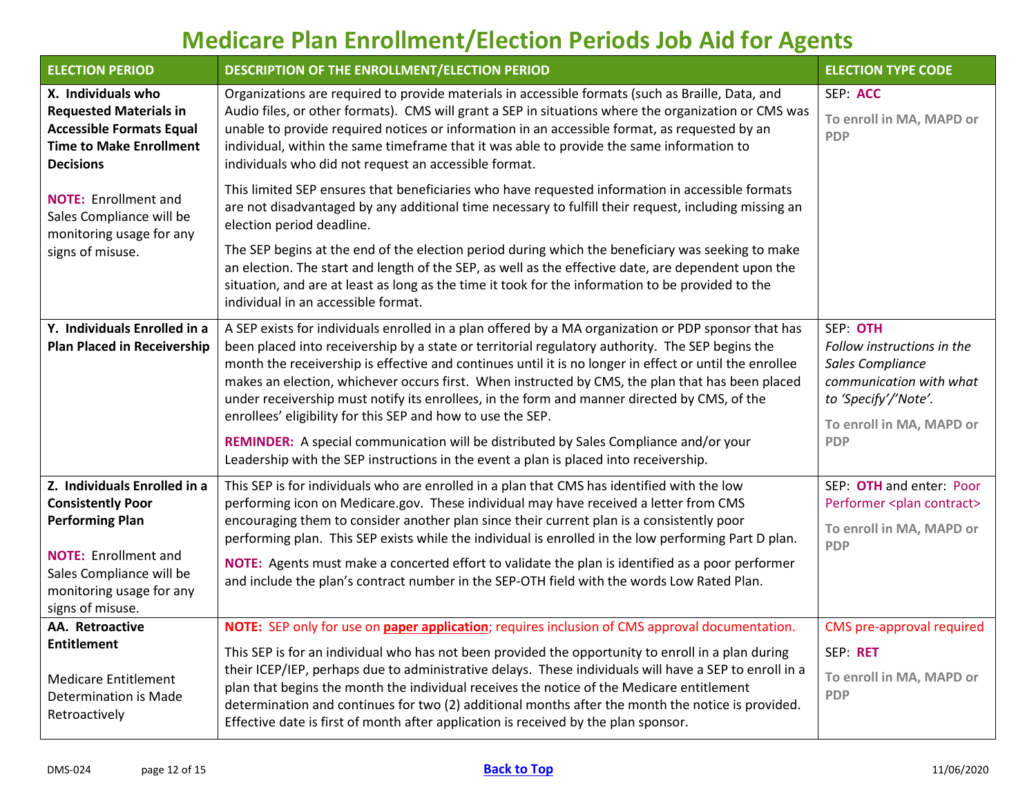# Medicare Plan Enrollment/Election Periods Job Aid for Agents

| ELECTION PERIOD | DESCRIPTION OF THE ENROLLMENT/ELECTION PERIOD | ELECTION TYPE CODE |
|---|---|---|
| **X. Individuals who Requested Materials in Accessible Formats Equal Time to Make Enrollment Decisions**<br><br>**NOTE:** Enrollment and Sales Compliance will be monitoring usage for any signs of misuse. | Organizations are required to provide materials in accessible formats (such as Braille, Data, and Audio files, or other formats). CMS will grant a SEP in situations where the organization or CMS was unable to provide required notices or information in an accessible format, as requested by an individual, within the same timeframe that it was able to provide the same information to individuals who did not request an accessible format.<br><br>This limited SEP ensures that beneficiaries who have requested information in accessible formats are not disadvantaged by any additional time necessary to fulfill their request, including missing an election period deadline.<br><br>The SEP begins at the end of the election period during which the beneficiary was seeking to make an election. The start and length of the SEP, as well as the effective date, are dependent upon the situation, and are at least as long as the time it took for the information to be provided to the individual in an accessible format. | SEP: **ACC**<br><br>**To enroll in MA, MAPD or PDP** |
| **Y. Individuals Enrolled in a Plan Placed in Receivership** | A SEP exists for individuals enrolled in a plan offered by a MA organization or PDP sponsor that has been placed into receivership by a state or territorial regulatory authority. The SEP begins the month the receivership is effective and continues until it is no longer in effect or until the enrollee makes an election, whichever occurs first. When instructed by CMS, the plan that has been placed under receivership must notify its enrollees, in the form and manner directed by CMS, of the enrollees' eligibility for this SEP and how to use the SEP.<br><br>**REMINDER:** A special communication will be distributed by Sales Compliance and/or your Leadership with the SEP instructions in the event a plan is placed into receivership. | SEP: **OTH**<br>*Follow instructions in the Sales Compliance communication with what to 'Specify'/'Note'.*<br><br>**To enroll in MA, MAPD or PDP** |
| **Z. Individuals Enrolled in a Consistently Poor Performing Plan**<br><br>**NOTE:** Enrollment and Sales Compliance will be monitoring usage for any signs of misuse. | This SEP is for individuals who are enrolled in a plan that CMS has identified with the low performing icon on Medicare.gov. These individual may have received a letter from CMS encouraging them to consider another plan since their current plan is a consistently poor performing plan. This SEP exists while the individual is enrolled in the low performing Part D plan.<br><br>**NOTE:** Agents must make a concerted effort to validate the plan is identified as a poor performer and include the plan's contract number in the SEP-OTH field with the words Low Rated Plan. | SEP: **OTH** and enter: Poor Performer <plan contract><br><br>**To enroll in MA, MAPD or PDP** |
| **AA. Retroactive Entitlement**<br><br>Medicare Entitlement Determination is Made Retroactively | **NOTE:** SEP only for use on **paper application**; requires inclusion of CMS approval documentation.<br><br>This SEP is for an individual who has not been provided the opportunity to enroll in a plan during their ICEP/IEP, perhaps due to administrative delays. These individuals will have a SEP to enroll in a plan that begins the month the individual receives the notice of the Medicare entitlement determination and continues for two (2) additional months after the month the notice is provided. Effective date is first of month after application is received by the plan sponsor. | CMS pre-approval required<br><br>SEP: **RET**<br><br>**To enroll in MA, MAPD or PDP** |

DMS-024 | Back to Top | 11/06/2020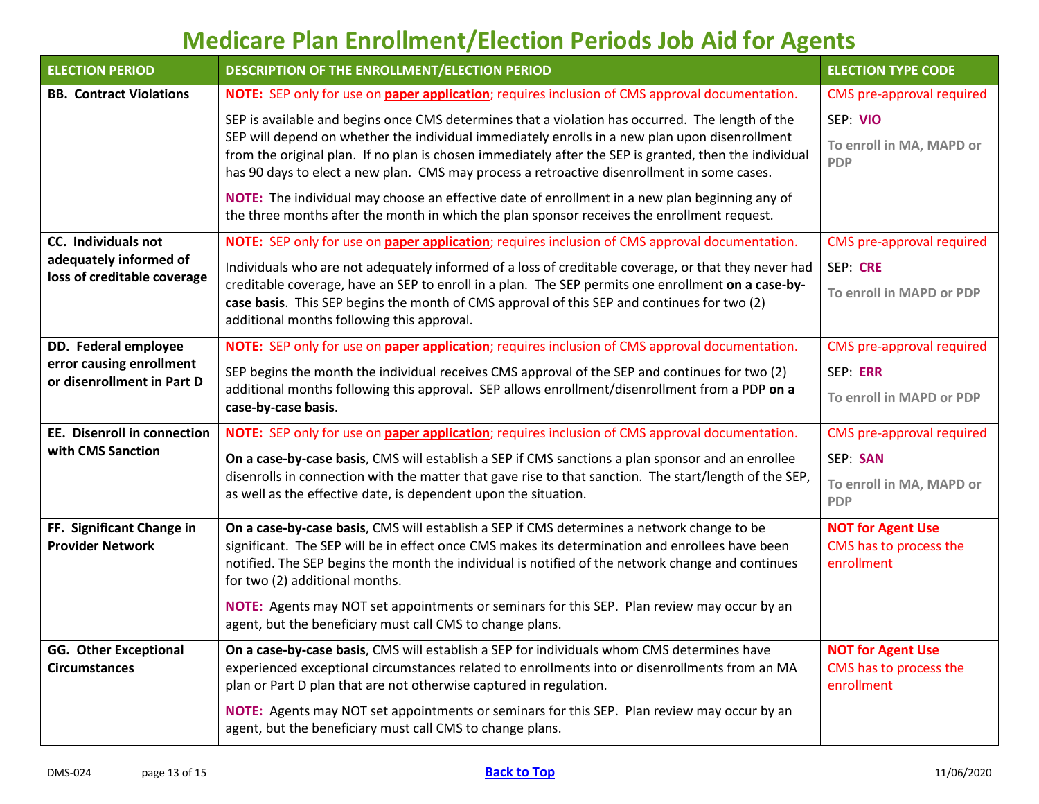# Medicare Plan Enrollment/Election Periods Job Aid for Agents

| ELECTION PERIOD | DESCRIPTION OF THE ENROLLMENT/ELECTION PERIOD | ELECTION TYPE CODE |
|---|---|---|
| **BB. Contract Violations** | **NOTE:** SEP only for use on **paper application**; requires inclusion of CMS approval documentation.<br><br>SEP is available and begins once CMS determines that a violation has occurred. The length of the SEP will depend on whether the individual immediately enrolls in a new plan upon disenrollment from the original plan. If no plan is chosen immediately after the SEP is granted, then the individual has 90 days to elect a new plan. CMS may process a retroactive disenrollment in some cases.<br><br>**NOTE:** The individual may choose an effective date of enrollment in a new plan beginning any of the three months after the month in which the plan sponsor receives the enrollment request. | CMS pre-approval required<br><br>SEP: **VIO**<br><br>**To enroll in MA, MAPD or PDP** |
| **CC. Individuals not adequately informed of loss of creditable coverage** | **NOTE:** SEP only for use on **paper application**; requires inclusion of CMS approval documentation.<br><br>Individuals who are not adequately informed of a loss of creditable coverage, or that they never had creditable coverage, have an SEP to enroll in a plan. The SEP permits one enrollment **on a case-by-case basis**. This SEP begins the month of CMS approval of this SEP and continues for two (2) additional months following this approval. | CMS pre-approval required<br><br>SEP: **CRE**<br><br>**To enroll in MAPD or PDP** |
| **DD. Federal employee error causing enrollment or disenrollment in Part D** | **NOTE:** SEP only for use on **paper application**; requires inclusion of CMS approval documentation.<br><br>SEP begins the month the individual receives CMS approval of the SEP and continues for two (2) additional months following this approval. SEP allows enrollment/disenrollment from a PDP **on a case-by-case basis**. | CMS pre-approval required<br><br>SEP: **ERR**<br><br>**To enroll in MAPD or PDP** |
| **EE. Disenroll in connection with CMS Sanction** | **NOTE:** SEP only for use on **paper application**; requires inclusion of CMS approval documentation.<br><br>**On a case-by-case basis**, CMS will establish a SEP if CMS sanctions a plan sponsor and an enrollee disenrolls in connection with the matter that gave rise to that sanction. The start/length of the SEP, as well as the effective date, is dependent upon the situation. | CMS pre-approval required<br><br>SEP: **SAN**<br><br>**To enroll in MA, MAPD or PDP** |
| **FF. Significant Change in Provider Network** | **On a case-by-case basis**, CMS will establish a SEP if CMS determines a network change to be significant. The SEP will be in effect once CMS makes its determination and enrollees have been notified. The SEP begins the month the individual is notified of the network change and continues for two (2) additional months.<br><br>**NOTE:** Agents may NOT set appointments or seminars for this SEP. Plan review may occur by an agent, but the beneficiary must call CMS to change plans. | **NOT for Agent Use**<br>CMS has to process the enrollment |
| **GG. Other Exceptional Circumstances** | **On a case-by-case basis**, CMS will establish a SEP for individuals whom CMS determines have experienced exceptional circumstances related to enrollments into or disenrollments from an MA plan or Part D plan that are not otherwise captured in regulation.<br><br>**NOTE:** Agents may NOT set appointments or seminars for this SEP. Plan review may occur by an agent, but the beneficiary must call CMS to change plans. | **NOT for Agent Use**<br>CMS has to process the enrollment |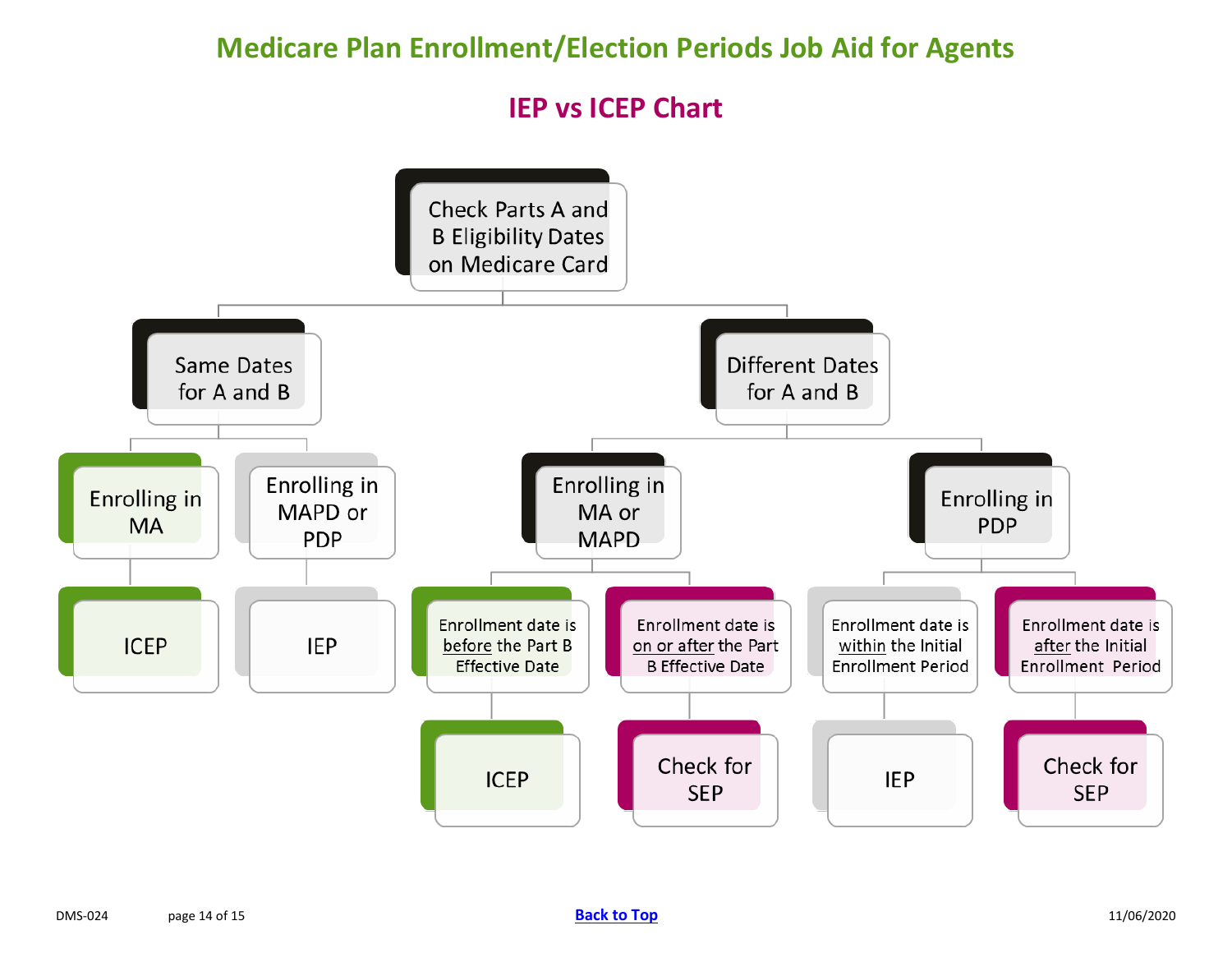# Medicare Plan Enrollment/Election Periods Job Aid for Agents

## IEP vs ICEP Chart

- Check Parts A and B Eligibility Dates on Medicare Card
  - Same Dates for A and B
    - Enrolling in MA
      - ICEP
    - Enrolling in MAPD or PDP
      - IEP
  - Different Dates for A and B
    - Enrolling in MA or MAPD
      - Enrollment date is before the Part B Effective Date
        - ICEP
      - Enrollment date is on or after the Part B Effective Date
        - Check for SEP
    - Enrolling in PDP
      - Enrollment date is within the Initial Enrollment Period
        - IEP
      - Enrollment date is after the Initial Enrollment Period
        - Check for SEP

DMS-024

Back to Top

11/06/2020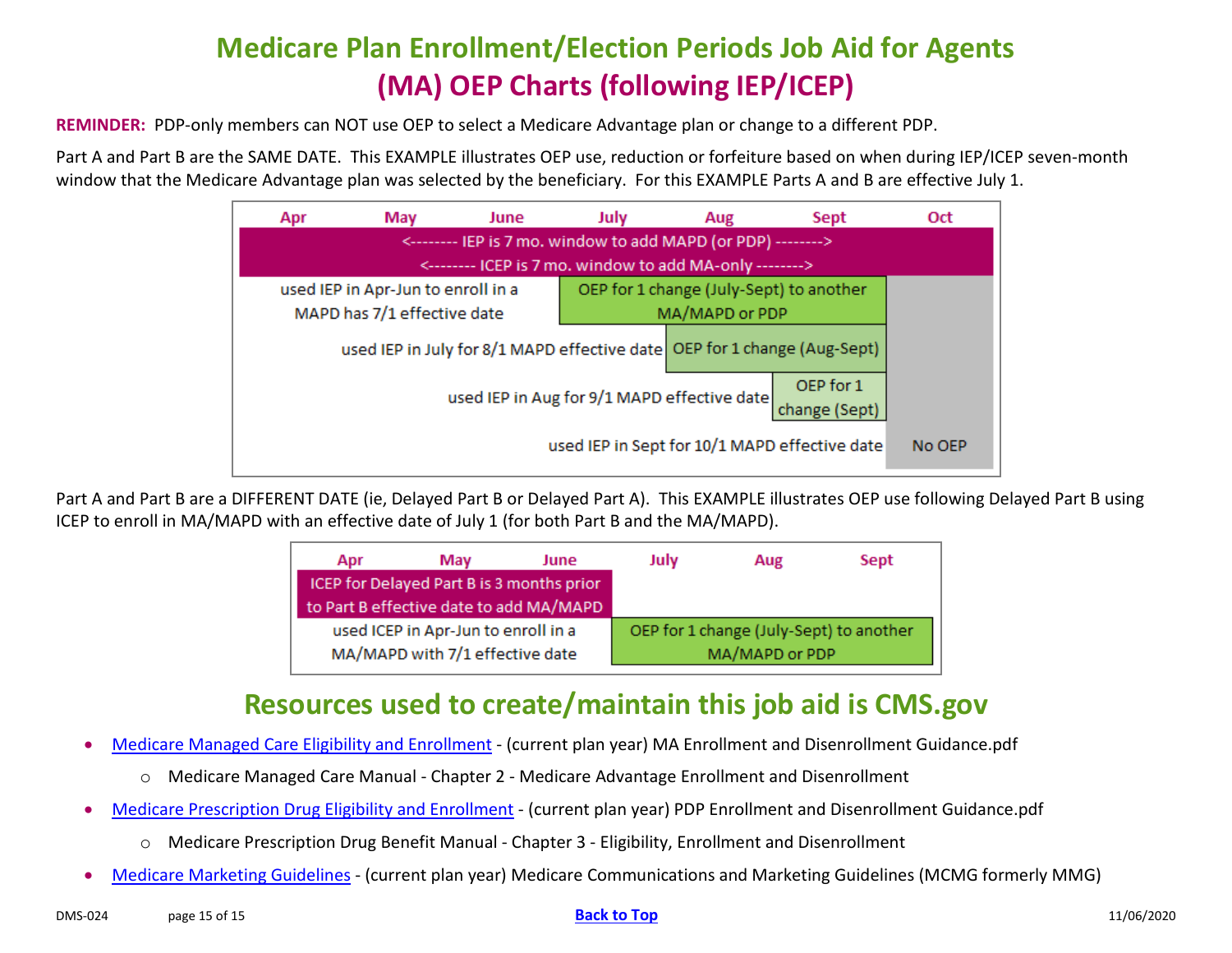# Medicare Plan Enrollment/Election Periods Job Aid for Agents

## (MA) OEP Charts (following IEP/ICEP)

**REMINDER:** PDP-only members can NOT use OEP to select a Medicare Advantage plan or change to a different PDP.

Part A and Part B are the SAME DATE. This EXAMPLE illustrates OEP use, reduction or forfeiture based on when during IEP/ICEP seven-month window that the Medicare Advantage plan was selected by the beneficiary. For this EXAMPLE Parts A and B are effective July 1.

Apr | May | June | July | Aug | Sept | Oct

<-------- IEP is 7 mo. window to add MAPD (or PDP) -------->

<-------- ICEP is 7 mo. window to add MA-only -------->

used IEP in Apr-Jun to enroll in a MAPD has 7/1 effective date

OEP for 1 change (July-Sept) to another MA/MAPD or PDP

used IEP in July for 8/1 MAPD effective date

OEP for 1 change (Aug-Sept)

used IEP in Aug for 9/1 MAPD effective date

OEP for 1 change (Sept)

used IEP in Sept for 10/1 MAPD effective date

No OEP

Part A and Part B are a DIFFERENT DATE (ie, Delayed Part B or Delayed Part A). This EXAMPLE illustrates OEP use following Delayed Part B using ICEP to enroll in MA/MAPD with an effective date of July 1 (for both Part B and the MA/MAPD).

Apr | May | June | July | Aug | Sept

ICEP for Delayed Part B is 3 months prior to Part B effective date to add MA/MAPD

used ICEP in Apr-Jun to enroll in a MA/MAPD with 7/1 effective date

OEP for 1 change (July-Sept) to another MA/MAPD or PDP

## Resources used to create/maintain this job aid is CMS.gov

- Medicare Managed Care Eligibility and Enrollment - (current plan year) MA Enrollment and Disenrollment Guidance.pdf
  - Medicare Managed Care Manual - Chapter 2 - Medicare Advantage Enrollment and Disenrollment
- Medicare Prescription Drug Eligibility and Enrollment - (current plan year) PDP Enrollment and Disenrollment Guidance.pdf
  - Medicare Prescription Drug Benefit Manual - Chapter 3 - Eligibility, Enrollment and Disenrollment
- Medicare Marketing Guidelines - (current plan year) Medicare Communications and Marketing Guidelines (MCMG formerly MMG)

Back to Top